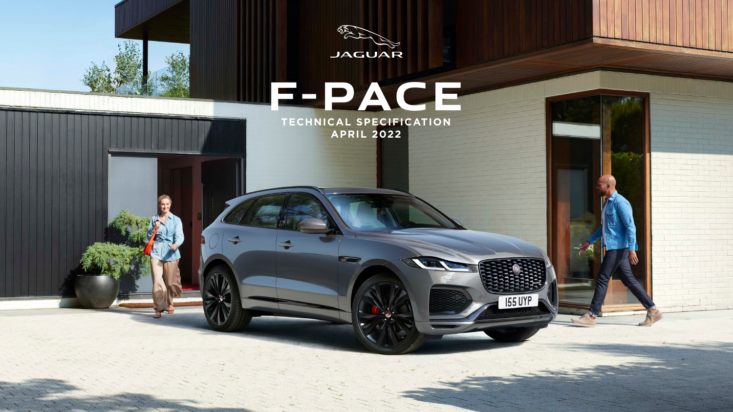JAGUAR

# F-PACE

## TECHNICAL SPECIFICATION
## APRIL 2022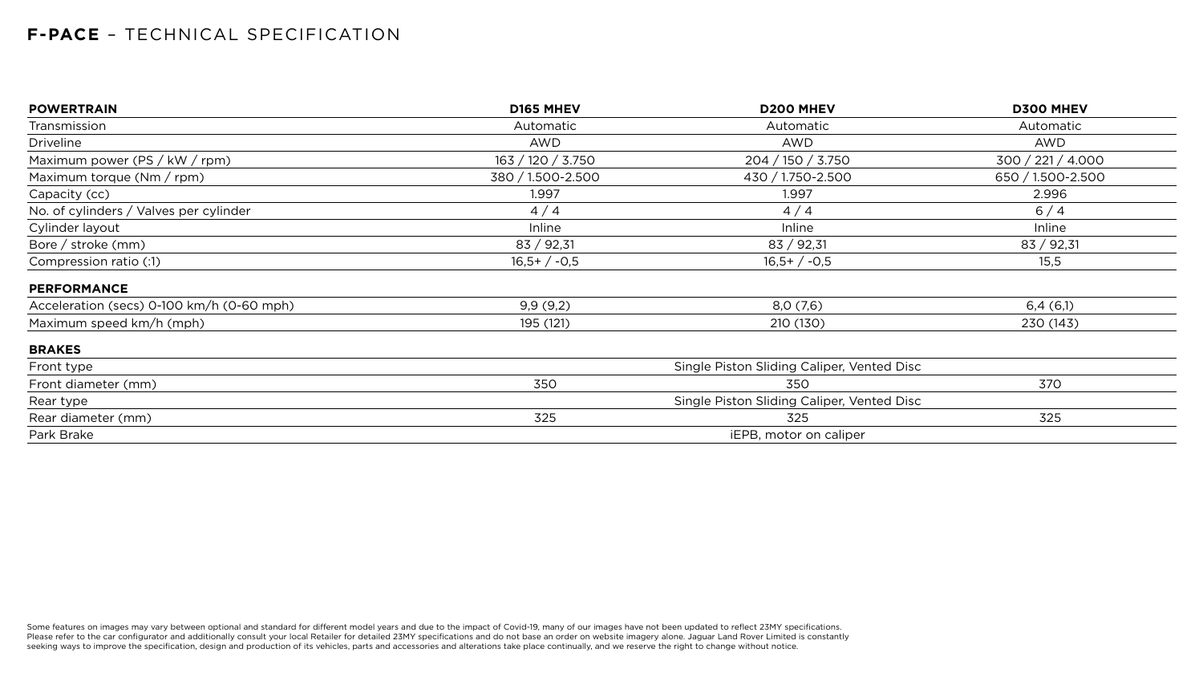# **F-PACE** – TECHNICAL SPECIFICATION

| **POWERTRAIN** | **D165 MHEV** | **D200 MHEV** | **D300 MHEV** |
|---|---|---|---|
| Transmission | Automatic | Automatic | Automatic |
| Driveline | AWD | AWD | AWD |
| Maximum power (PS / kW / rpm) | 163 / 120 / 3.750 | 204 / 150 / 3.750 | 300 / 221 / 4.000 |
| Maximum torque (Nm / rpm) | 380 / 1.500-2.500 | 430 / 1.750-2.500 | 650 / 1.500-2.500 |
| Capacity (cc) | 1.997 | 1.997 | 2.996 |
| No. of cylinders / Valves per cylinder | 4 / 4 | 4 / 4 | 6 / 4 |
| Cylinder layout | Inline | Inline | Inline |
| Bore / stroke (mm) | 83 / 92,31 | 83 / 92,31 | 83 / 92,31 |
| Compression ratio (:1) | 16,5+ / -0,5 | 16,5+ / -0,5 | 15,5 |
| **PERFORMANCE** | | | |
| Acceleration (secs) 0-100 km/h (0-60 mph) | 9,9 (9,2) | 8,0 (7,6) | 6,4 (6,1) |
| Maximum speed km/h (mph) | 195 (121) | 210 (130) | 230 (143) |
| **BRAKES** | | | |
| Front type | Single Piston Sliding Caliper, Vented Disc | | |
| Front diameter (mm) | 350 | 350 | 370 |
| Rear type | Single Piston Sliding Caliper, Vented Disc | | |
| Rear diameter (mm) | 325 | 325 | 325 |
| Park Brake | iEPB, motor on caliper | | |

Some features on images may vary between optional and standard for different model years and due to the impact of Covid-19, many of our images have not been updated to reflect 23MY specifications. Please refer to the car configurator and additionally consult your local Retailer for detailed 23MY specifications and do not base an order on website imagery alone. Jaguar Land Rover Limited is constantly seeking ways to improve the specification, design and production of its vehicles, parts and accessories and alterations take place continually, and we reserve the right to change without notice.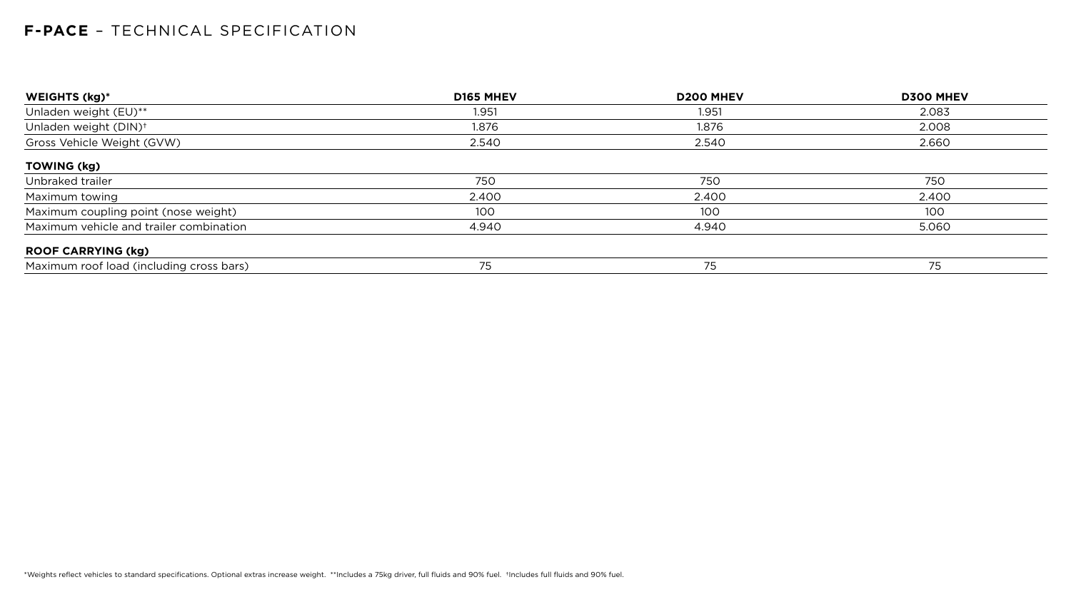## **F-PACE** – TECHNICAL SPECIFICATION

| **WEIGHTS (kg)*** | **D165 MHEV** | **D200 MHEV** | **D300 MHEV** |
|---|---|---|---|
| Unladen weight (EU)** | 1.951 | 1.951 | 2.083 |
| Unladen weight (DIN)† | 1.876 | 1.876 | 2.008 |
| Gross Vehicle Weight (GVW) | 2.540 | 2.540 | 2.660 |
| **TOWING (kg)** | | | |
| Unbraked trailer | 750 | 750 | 750 |
| Maximum towing | 2.400 | 2.400 | 2.400 |
| Maximum coupling point (nose weight) | 100 | 100 | 100 |
| Maximum vehicle and trailer combination | 4.940 | 4.940 | 5.060 |
| **ROOF CARRYING (kg)** | | | |
| Maximum roof load (including cross bars) | 75 | 75 | 75 |

*Weights reflect vehicles to standard specifications. Optional extras increase weight. **Includes a 75kg driver, full fluids and 90% fuel. †Includes full fluids and 90% fuel.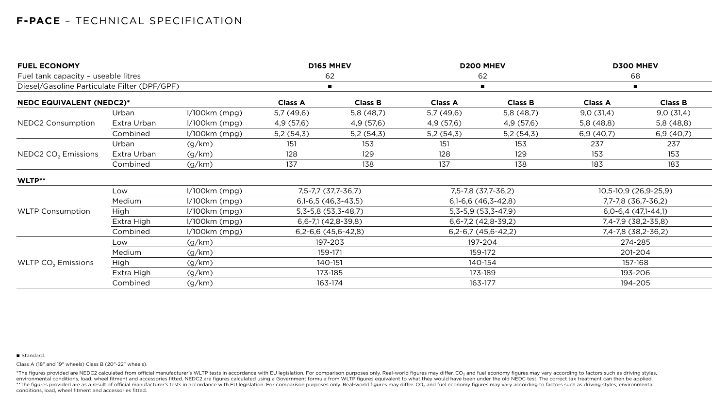## F-PACE – TECHNICAL SPECIFICATION

| FUEL ECONOMY | | | D165 MHEV | | D200 MHEV | | D300 MHEV | |
|---|---|---|---|---|---|---|---|---|
| Fuel tank capacity – useable litres | | | 62 | | 62 | | 68 | |
| Diesel/Gasoline Particulate Filter (DPF/GPF) | | | ■ | | ■ | | ■ | |
| **NEDC EQUIVALENT (NEDC2)*** | | | **Class A** | **Class B** | **Class A** | **Class B** | **Class A** | **Class B** |
| NEDC2 Consumption | Urban | l/100km (mpg) | 5,7 (49,6) | 5,8 (48,7) | 5,7 (49,6) | 5,8 (48,7) | 9,0 (31,4) | 9,0 (31,4) |
| | Extra Urban | l/100km (mpg) | 4,9 (57,6) | 4,9 (57,6) | 4,9 (57,6) | 4,9 (57,6) | 5,8 (48,8) | 5,8 (48,8) |
| | Combined | l/100km (mpg) | 5,2 (54,3) | 5,2 (54,3) | 5,2 (54,3) | 5,2 (54,3) | 6,9 (40,7) | 6,9 (40,7) |
| NEDC2 $CO_2$ Emissions | Urban | (g/km) | 151 | 153 | 151 | 153 | 237 | 237 |
| | Extra Urban | (g/km) | 128 | 129 | 128 | 129 | 153 | 153 |
| | Combined | (g/km) | 137 | 138 | 137 | 138 | 183 | 183 |
| **WLTP**** | | | | | | | | |
| WLTP Consumption | Low | l/100km (mpg) | 7,5-7,7 (37,7-36,7) | | 7,5-7,8 (37,7-36,2) | | 10,5-10,9 (26,9-25,9) | |
| | Medium | l/100km (mpg) | 6,1-6,5 (46,3-43,5) | | 6,1-6,6 (46,3-42,8) | | 7,7-7,8 (36,7-36,2) | |
| | High | l/100km (mpg) | 5,3-5,8 (53,3-48,7) | | 5,3-5,9 (53,3-47,9) | | 6,0-6,4 (47,1-44,1) | |
| | Extra High | l/100km (mpg) | 6,6-7,1 (42,8-39,8) | | 6,6-7,2 (42,8-39,2) | | 7,4-7,9 (38,2-35,8) | |
| | Combined | l/100km (mpg) | 6,2-6,6 (45,6-42,8) | | 6,2-6,7 (45,6-42,2) | | 7,4-7,8 (38,2-36,2) | |
| WLTP $CO_2$ Emissions | Low | (g/km) | 197-203 | | 197-204 | | 274-285 | |
| | Medium | (g/km) | 159-171 | | 159-172 | | 201-204 | |
| | High | (g/km) | 140-151 | | 140-154 | | 157-168 | |
| | Extra High | (g/km) | 173-185 | | 173-189 | | 193-206 | |
| | Combined | (g/km) | 163-174 | | 163-177 | | 194-205 | |

■ Standard.

Class A (18" and 19" wheels) Class B (20"-22" wheels).

*The figures provided are NEDC2 calculated from official manufacturer's WLTP tests in accordance with EU legislation. For comparison purposes only. Real-world figures may differ. $CO_2$ and fuel economy figures may vary according to factors such as driving styles, environmental conditions, load, wheel fitment and accessories fitted. NEDC2 are figures calculated using a Government formula from WLTP figures equivalent to what they would have been under the old NEDC test. The correct tax treatment can then be applied.
**The figures provided are as a result of official manufacturer's tests in accordance with EU legislation. For comparison purposes only. Real-world figures may differ. $CO_2$ and fuel economy figures may vary according to factors such as driving styles, environmental conditions, load, wheel fitment and accessories fitted.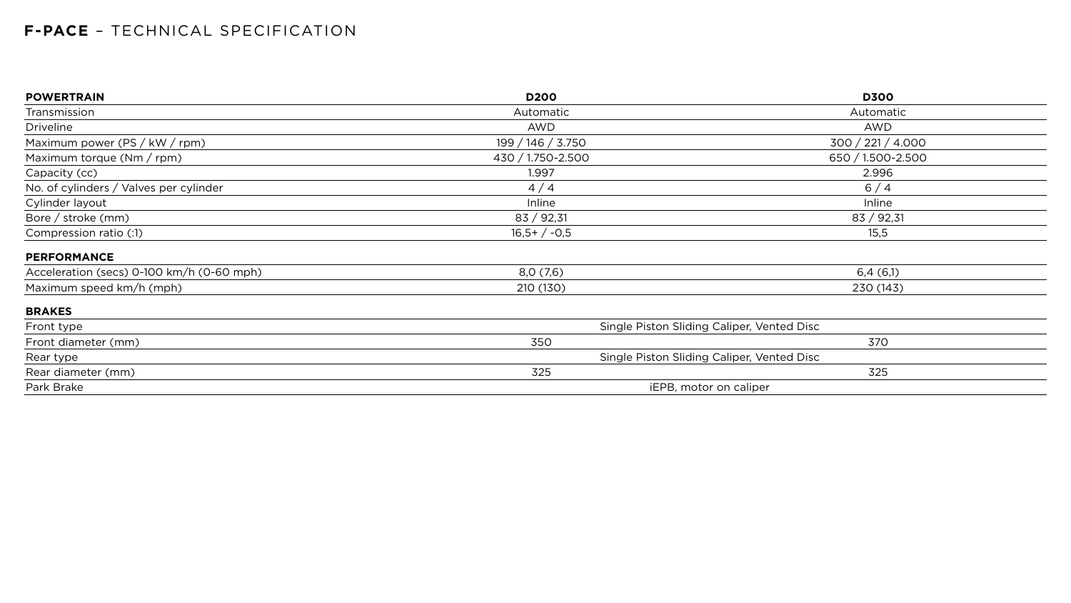## **F-PACE** – TECHNICAL SPECIFICATION

| **POWERTRAIN** | **D200** | **D300** |
|---|---|---|
| Transmission | Automatic | Automatic |
| Driveline | AWD | AWD |
| Maximum power (PS / kW / rpm) | 199 / 146 / 3.750 | 300 / 221 / 4.000 |
| Maximum torque (Nm / rpm) | 430 / 1.750-2.500 | 650 / 1.500-2.500 |
| Capacity (cc) | 1.997 | 2.996 |
| No. of cylinders / Valves per cylinder | 4 / 4 | 6 / 4 |
| Cylinder layout | Inline | Inline |
| Bore / stroke (mm) | 83 / 92,31 | 83 / 92,31 |
| Compression ratio (:1) | 16,5+ / -0,5 | 15,5 |
| **PERFORMANCE** | | |
| Acceleration (secs) 0-100 km/h (0-60 mph) | 8,0 (7,6) | 6,4 (6,1) |
| Maximum speed km/h (mph) | 210 (130) | 230 (143) |
| **BRAKES** | | |
| Front type | Single Piston Sliding Caliper, Vented Disc | |
| Front diameter (mm) | 350 | 370 |
| Rear type | Single Piston Sliding Caliper, Vented Disc | |
| Rear diameter (mm) | 325 | 325 |
| Park Brake | iEPB, motor on caliper | |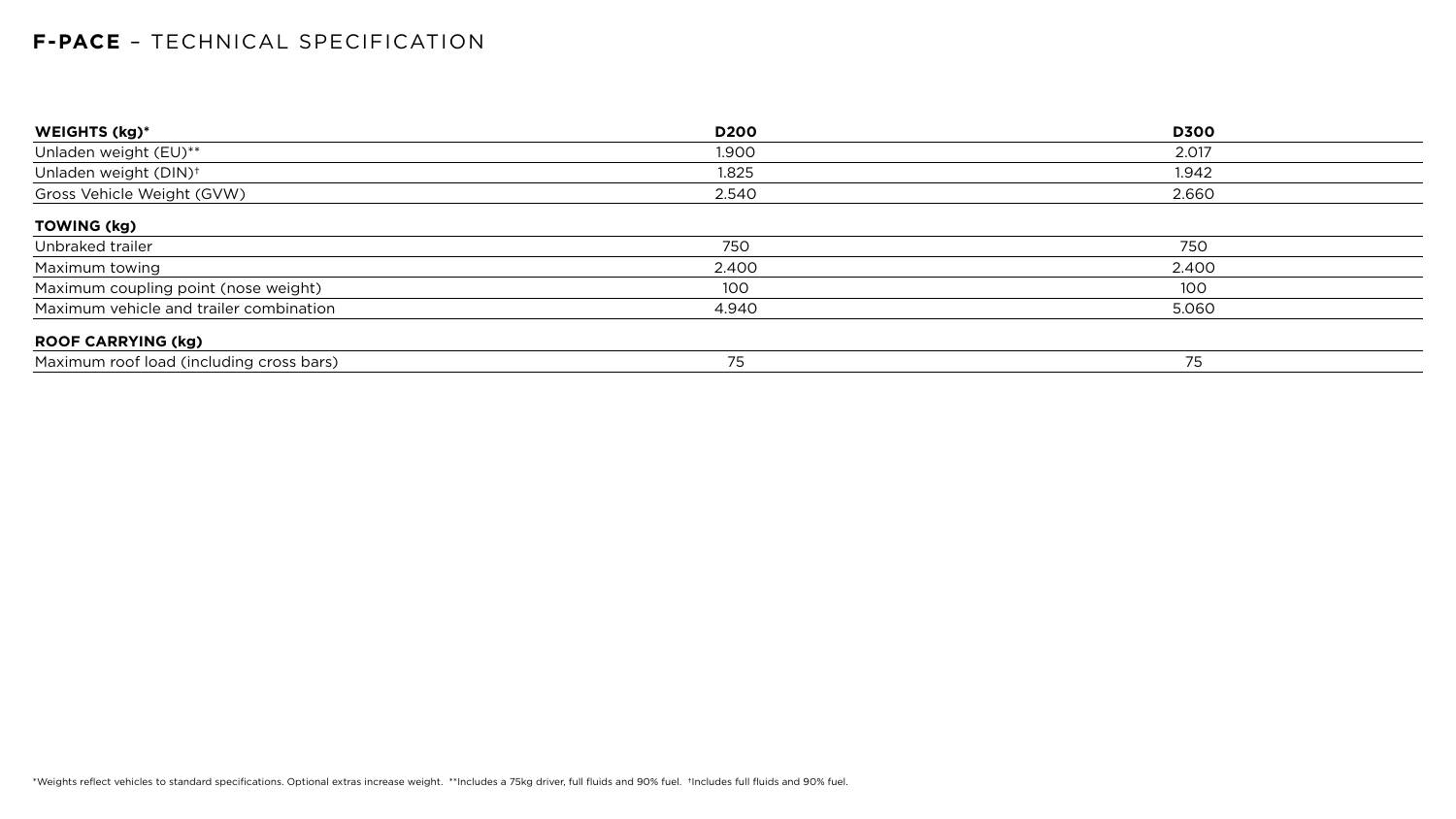## **F-PACE** – TECHNICAL SPECIFICATION

| **WEIGHTS (kg)*** | **D200** | **D300** |
|---|---|---|
| Unladen weight (EU)** | 1.900 | 2.017 |
| Unladen weight (DIN)† | 1.825 | 1.942 |
| Gross Vehicle Weight (GVW) | 2.540 | 2.660 |
| **TOWING (kg)** | | |
| Unbraked trailer | 750 | 750 |
| Maximum towing | 2.400 | 2.400 |
| Maximum coupling point (nose weight) | 100 | 100 |
| Maximum vehicle and trailer combination | 4.940 | 5.060 |
| **ROOF CARRYING (kg)** | | |
| Maximum roof load (including cross bars) | 75 | 75 |

*Weights reflect vehicles to standard specifications. Optional extras increase weight. **Includes a 75kg driver, full fluids and 90% fuel. †Includes full fluids and 90% fuel.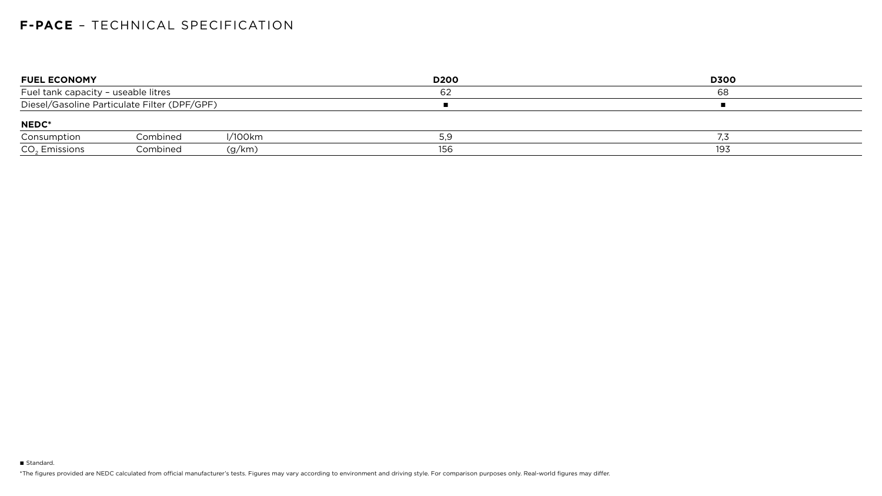# **F-PACE** – TECHNICAL SPECIFICATION

| **FUEL ECONOMY** | | | **D200** | **D300** |
| --- | --- | --- | --- | --- |
| Fuel tank capacity – useable litres | | | 62 | 68 |
| Diesel/Gasoline Particulate Filter (DPF/GPF) | | | ■ | ■ |
| **NEDC*** | | | | |
| Consumption | Combined | l/100km | 5,9 | 7,3 |
| $CO_2$ Emissions | Combined | (g/km) | 156 | 193 |

■ Standard.

*The figures provided are NEDC calculated from official manufacturer's tests. Figures may vary according to environment and driving style. For comparison purposes only. Real-world figures may differ.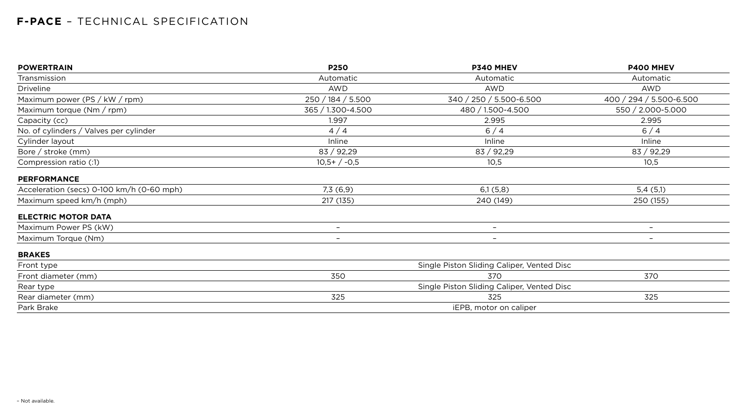## **F-PACE** – TECHNICAL SPECIFICATION

| **POWERTRAIN** | **P250** | **P340 MHEV** | **P400 MHEV** |
|---|---|---|---|
| Transmission | Automatic | Automatic | Automatic |
| Driveline | AWD | AWD | AWD |
| Maximum power (PS / kW / rpm) | 250 / 184 / 5.500 | 340 / 250 / 5.500-6.500 | 400 / 294 / 5.500-6.500 |
| Maximum torque (Nm / rpm) | 365 / 1.300-4.500 | 480 / 1.500-4.500 | 550 / 2.000-5.000 |
| Capacity (cc) | 1.997 | 2.995 | 2.995 |
| No. of cylinders / Valves per cylinder | 4 / 4 | 6 / 4 | 6 / 4 |
| Cylinder layout | Inline | Inline | Inline |
| Bore / stroke (mm) | 83 / 92,29 | 83 / 92,29 | 83 / 92,29 |
| Compression ratio (:1) | 10,5+ / -0,5 | 10,5 | 10,5 |
| **PERFORMANCE** | | | |
| Acceleration (secs) 0-100 km/h (0-60 mph) | 7,3 (6,9) | 6,1 (5,8) | 5,4 (5,1) |
| Maximum speed km/h (mph) | 217 (135) | 240 (149) | 250 (155) |
| **ELECTRIC MOTOR DATA** | | | |
| Maximum Power PS (kW) | – | – | – |
| Maximum Torque (Nm) | – | – | – |
| **BRAKES** | | | |
| Front type | | Single Piston Sliding Caliper, Vented Disc | |
| Front diameter (mm) | 350 | 370 | 370 |
| Rear type | | Single Piston Sliding Caliper, Vented Disc | |
| Rear diameter (mm) | 325 | 325 | 325 |
| Park Brake | | iEPB, motor on caliper | |

– Not available.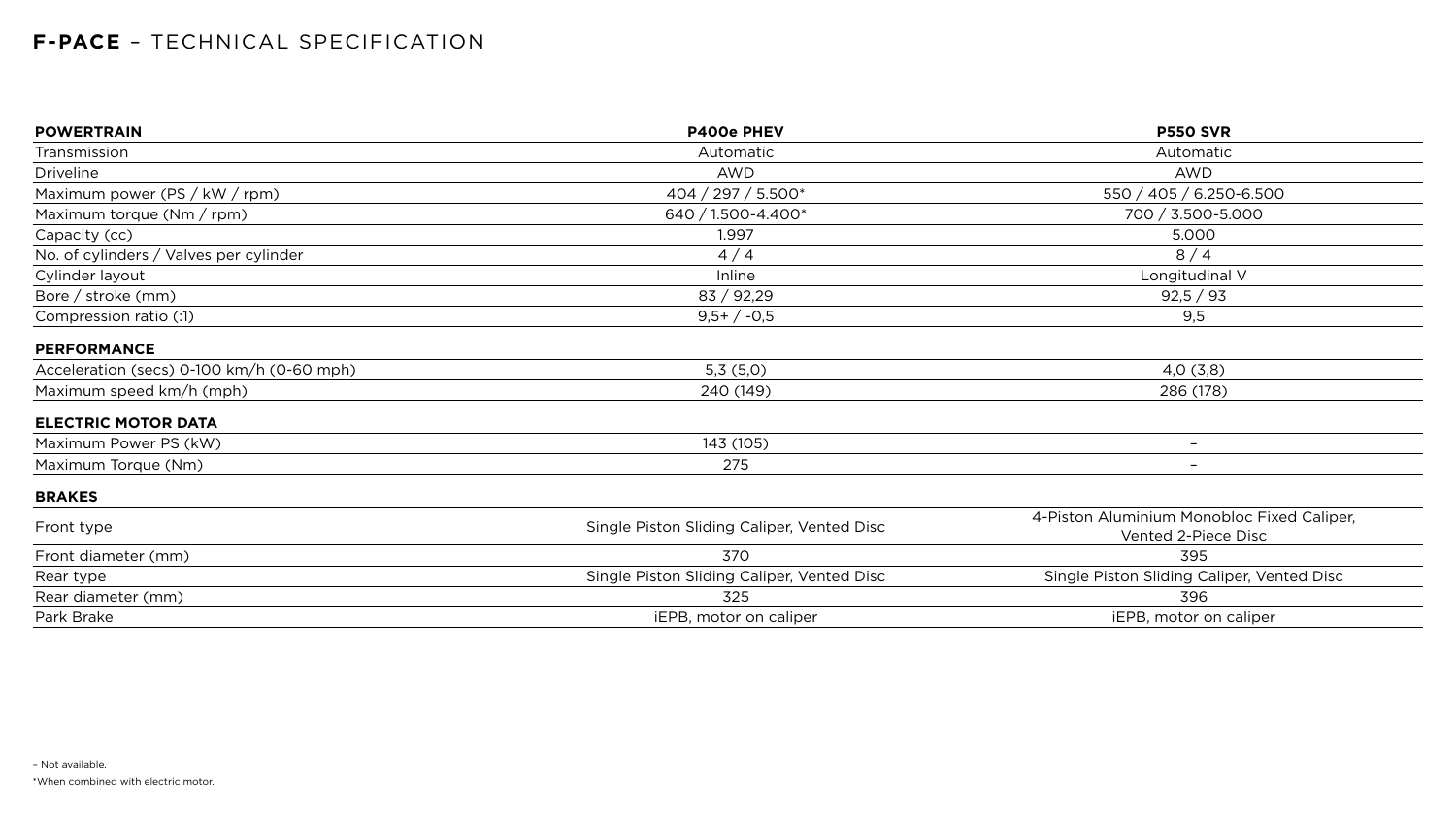# **F-PACE** – TECHNICAL SPECIFICATION

| **POWERTRAIN** | **P400e PHEV** | **P550 SVR** |
|---|---|---|
| Transmission | Automatic | Automatic |
| Driveline | AWD | AWD |
| Maximum power (PS / kW / rpm) | 404 / 297 / 5.500* | 550 / 405 / 6.250-6.500 |
| Maximum torque (Nm / rpm) | 640 / 1.500-4.400* | 700 / 3.500-5.000 |
| Capacity (cc) | 1.997 | 5.000 |
| No. of cylinders / Valves per cylinder | 4 / 4 | 8 / 4 |
| Cylinder layout | Inline | Longitudinal V |
| Bore / stroke (mm) | 83 / 92,29 | 92,5 / 93 |
| Compression ratio (:1) | 9,5+ / -0,5 | 9,5 |
| **PERFORMANCE** | | |
| Acceleration (secs) 0-100 km/h (0-60 mph) | 5,3 (5,0) | 4,0 (3,8) |
| Maximum speed km/h (mph) | 240 (149) | 286 (178) |
| **ELECTRIC MOTOR DATA** | | |
| Maximum Power PS (kW) | 143 (105) | – |
| Maximum Torque (Nm) | 275 | – |
| **BRAKES** | | |
| Front type | Single Piston Sliding Caliper, Vented Disc | 4-Piston Aluminium Monobloc Fixed Caliper, Vented 2-Piece Disc |
| Front diameter (mm) | 370 | 395 |
| Rear type | Single Piston Sliding Caliper, Vented Disc | Single Piston Sliding Caliper, Vented Disc |
| Rear diameter (mm) | 325 | 396 |
| Park Brake | iEPB, motor on caliper | iEPB, motor on caliper |

– Not available.

*When combined with electric motor.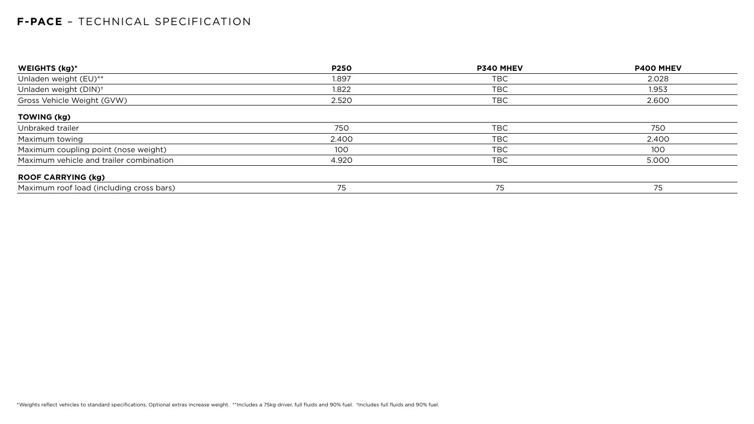# **F-PACE** – TECHNICAL SPECIFICATION

| WEIGHTS (kg)* | P250 | P340 MHEV | P400 MHEV |
|---|---|---|---|
| Unladen weight (EU)** | 1.897 | TBC | 2.028 |
| Unladen weight (DIN)† | 1.822 | TBC | 1.953 |
| Gross Vehicle Weight (GVW) | 2.520 | TBC | 2.600 |
| **TOWING (kg)** | | | |
| Unbraked trailer | 750 | TBC | 750 |
| Maximum towing | 2.400 | TBC | 2.400 |
| Maximum coupling point (nose weight) | 100 | TBC | 100 |
| Maximum vehicle and trailer combination | 4.920 | TBC | 5.000 |
| **ROOF CARRYING (kg)** | | | |
| Maximum roof load (including cross bars) | 75 | 75 | 75 |

*Weights reflect vehicles to standard specifications. Optional extras increase weight. **Includes a 75kg driver, full fluids and 90% fuel. †Includes full fluids and 90% fuel.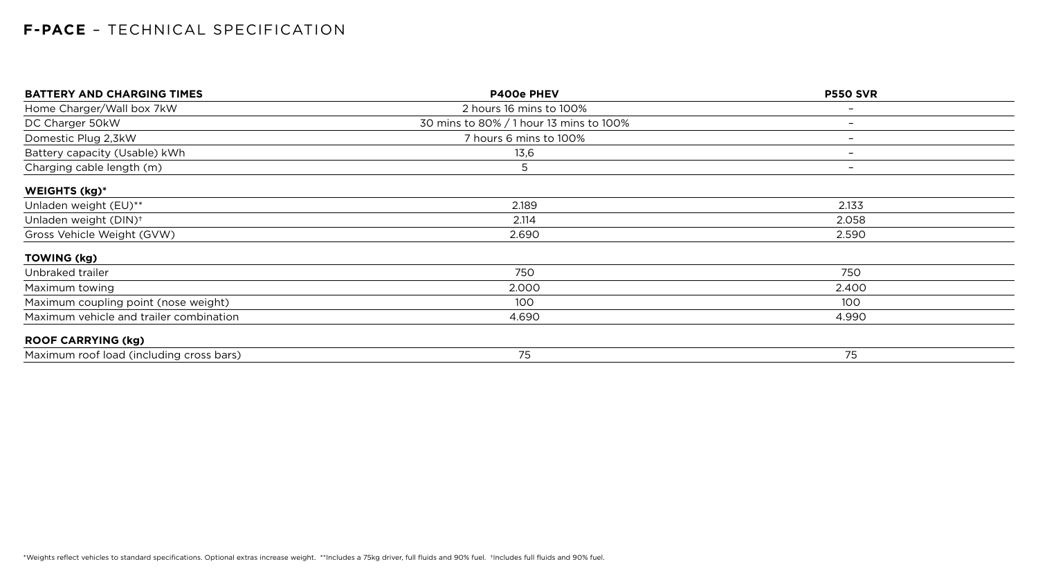## **F-PACE** – TECHNICAL SPECIFICATION

| BATTERY AND CHARGING TIMES | P400e PHEV | P550 SVR |
| --- | --- | --- |
| Home Charger/Wall box 7kW | 2 hours 16 mins to 100% | – |
| DC Charger 50kW | 30 mins to 80% / 1 hour 13 mins to 100% | – |
| Domestic Plug 2,3kW | 7 hours 6 mins to 100% | – |
| Battery capacity (Usable) kWh | 13,6 | – |
| Charging cable length (m) | 5 | – |
| **WEIGHTS (kg)*** | | |
| Unladen weight (EU)** | 2.189 | 2.133 |
| Unladen weight (DIN)† | 2.114 | 2.058 |
| Gross Vehicle Weight (GVW) | 2.690 | 2.590 |
| **TOWING (kg)** | | |
| Unbraked trailer | 750 | 750 |
| Maximum towing | 2.000 | 2.400 |
| Maximum coupling point (nose weight) | 100 | 100 |
| Maximum vehicle and trailer combination | 4.690 | 4.990 |
| **ROOF CARRYING (kg)** | | |
| Maximum roof load (including cross bars) | 75 | 75 |

*Weights reflect vehicles to standard specifications. Optional extras increase weight. **Includes a 75kg driver, full fluids and 90% fuel. †Includes full fluids and 90% fuel.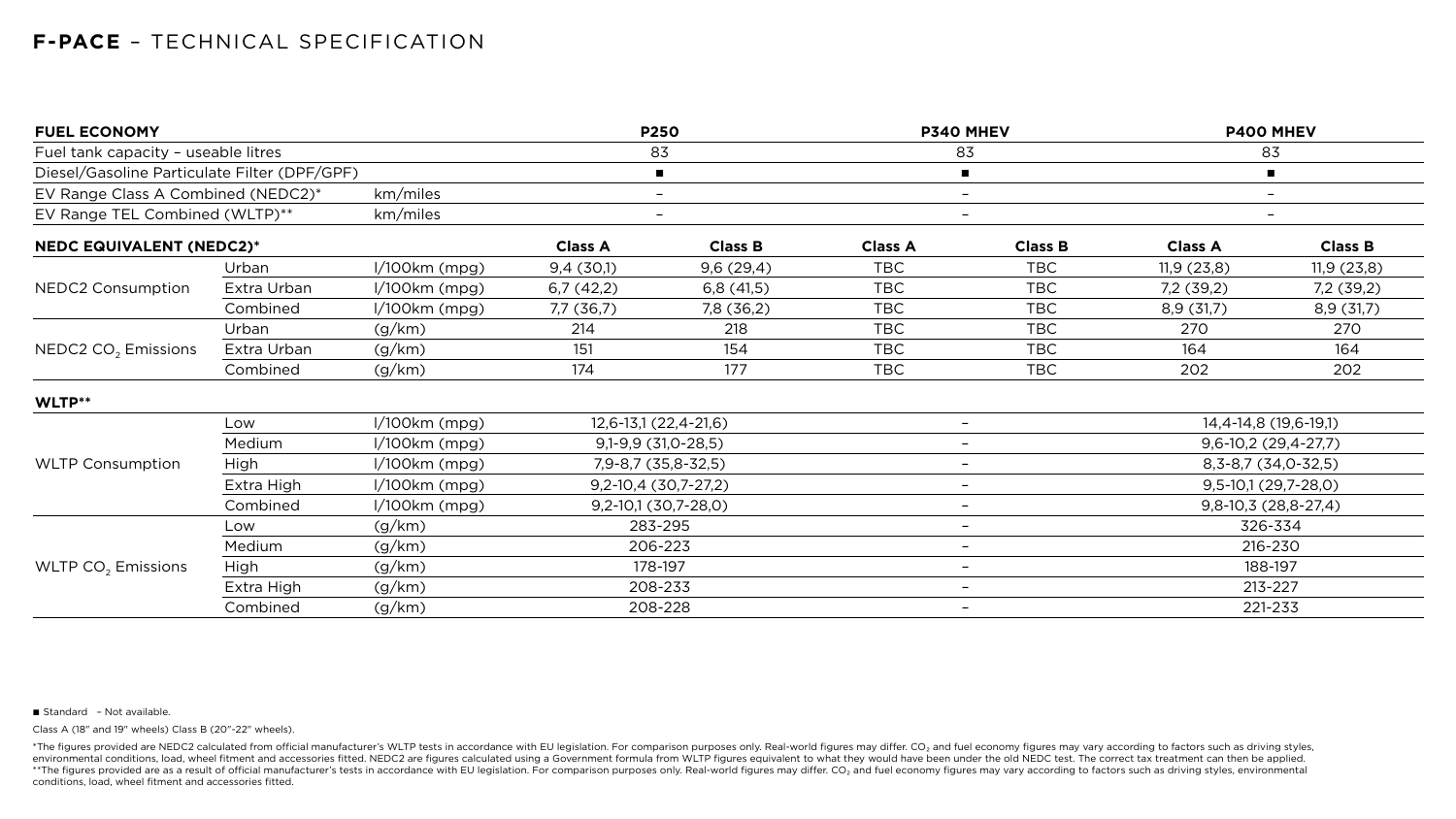# F-PACE – TECHNICAL SPECIFICATION

| FUEL ECONOMY | | | P250 | | P340 MHEV | | P400 MHEV | |
|---|---|---|---|---|---|---|---|---|
| Fuel tank capacity – useable litres | | | 83 | | 83 | | 83 | |
| Diesel/Gasoline Particulate Filter (DPF/GPF) | | | ■ | | ■ | | ■ | |
| EV Range Class A Combined (NEDC2)* | | km/miles | – | | – | | – | |
| EV Range TEL Combined (WLTP)** | | km/miles | – | | – | | – | |
| **NEDC EQUIVALENT (NEDC2)*** | | | **Class A** | **Class B** | **Class A** | **Class B** | **Class A** | **Class B** |
| NEDC2 Consumption | Urban | l/100km (mpg) | 9,4 (30,1) | 9,6 (29,4) | TBC | TBC | 11,9 (23,8) | 11,9 (23,8) |
| | Extra Urban | l/100km (mpg) | 6,7 (42,2) | 6,8 (41,5) | TBC | TBC | 7,2 (39,2) | 7,2 (39,2) |
| | Combined | l/100km (mpg) | 7,7 (36,7) | 7,8 (36,2) | TBC | TBC | 8,9 (31,7) | 8,9 (31,7) |
| NEDC2 $CO_2$ Emissions | Urban | (g/km) | 214 | 218 | TBC | TBC | 270 | 270 |
| | Extra Urban | (g/km) | 151 | 154 | TBC | TBC | 164 | 164 |
| | Combined | (g/km) | 174 | 177 | TBC | TBC | 202 | 202 |
| **WLTP**** | | | | | | | | |
| WLTP Consumption | Low | l/100km (mpg) | 12,6-13,1 (22,4-21,6) | | – | | 14,4-14,8 (19,6-19,1) | |
| | Medium | l/100km (mpg) | 9,1-9,9 (31,0-28,5) | | – | | 9,6-10,2 (29,4-27,7) | |
| | High | l/100km (mpg) | 7,9-8,7 (35,8-32,5) | | – | | 8,3-8,7 (34,0-32,5) | |
| | Extra High | l/100km (mpg) | 9,2-10,4 (30,7-27,2) | | – | | 9,5-10,1 (29,7-28,0) | |
| | Combined | l/100km (mpg) | 9,2-10,1 (30,7-28,0) | | – | | 9,8-10,3 (28,8-27,4) | |
| WLTP $CO_2$ Emissions | Low | (g/km) | 283-295 | | – | | 326-334 | |
| | Medium | (g/km) | 206-223 | | – | | 216-230 | |
| | High | (g/km) | 178-197 | | – | | 188-197 | |
| | Extra High | (g/km) | 208-233 | | – | | 213-227 | |
| | Combined | (g/km) | 208-228 | | – | | 221-233 | |

■ Standard – Not available.

Class A (18" and 19" wheels) Class B (20"-22" wheels).

*The figures provided are NEDC2 calculated from official manufacturer's WLTP tests in accordance with EU legislation. For comparison purposes only. Real-world figures may differ. $CO_2$ and fuel economy figures may vary according to factors such as driving styles, environmental conditions, load, wheel fitment and accessories fitted. NEDC2 are figures calculated using a Government formula from WLTP figures equivalent to what they would have been under the old NEDC test. The correct tax treatment can then be applied.
**The figures provided are as a result of official manufacturer's tests in accordance with EU legislation. For comparison purposes only. Real-world figures may differ. $CO_2$ and fuel economy figures may vary according to factors such as driving styles, environmental conditions, load, wheel fitment and accessories fitted.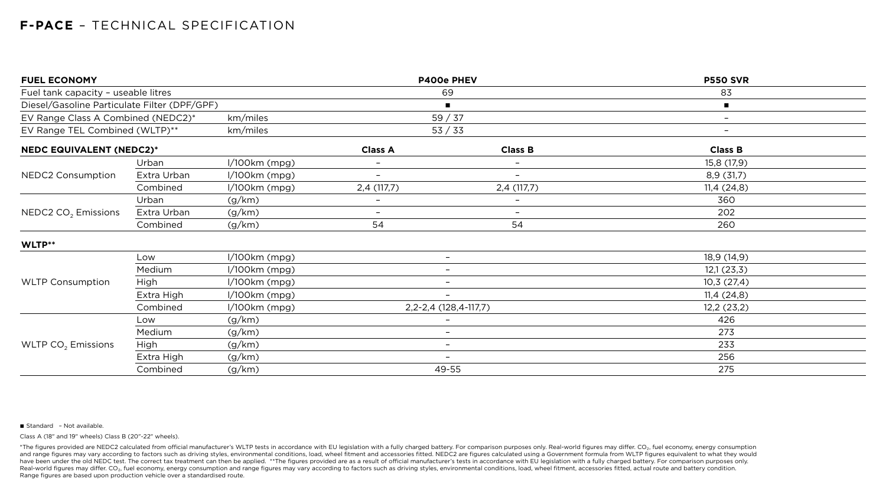# **F-PACE** – TECHNICAL SPECIFICATION

| **FUEL ECONOMY** | | | **P400e PHEV** | | **P550 SVR** |
|---|---|---|---|---|---|
| Fuel tank capacity – useable litres | | | 69 | | 83 |
| Diesel/Gasoline Particulate Filter (DPF/GPF) | | | ■ | | ■ |
| EV Range Class A Combined (NEDC2)* | | km/miles | 59 / 37 | | – |
| EV Range TEL Combined (WLTP)** | | km/miles | 53 / 33 | | – |
| **NEDC EQUIVALENT (NEDC2)*** | | | **Class A** | **Class B** | **Class B** |
| NEDC2 Consumption | Urban | l/100km (mpg) | – | – | 15,8 (17,9) |
| | Extra Urban | l/100km (mpg) | – | – | 8,9 (31,7) |
| | Combined | l/100km (mpg) | 2,4 (117,7) | 2,4 (117,7) | 11,4 (24,8) |
| NEDC2 $CO_2$ Emissions | Urban | (g/km) | – | – | 360 |
| | Extra Urban | (g/km) | – | – | 202 |
| | Combined | (g/km) | 54 | 54 | 260 |
| **WLTP**** | | | | | |
| WLTP Consumption | Low | l/100km (mpg) | – | | 18,9 (14,9) |
| | Medium | l/100km (mpg) | – | | 12,1 (23,3) |
| | High | l/100km (mpg) | – | | 10,3 (27,4) |
| | Extra High | l/100km (mpg) | – | | 11,4 (24,8) |
| | Combined | l/100km (mpg) | 2,2-2,4 (128,4-117,7) | | 12,2 (23,2) |
| WLTP $CO_2$ Emissions | Low | (g/km) | – | | 426 |
| | Medium | (g/km) | – | | 273 |
| | High | (g/km) | – | | 233 |
| | Extra High | (g/km) | – | | 256 |
| | Combined | (g/km) | 49-55 | | 275 |

■ Standard – Not available.

Class A (18" and 19" wheels) Class B (20"-22" wheels).

*The figures provided are NEDC2 calculated from official manufacturer's WLTP tests in accordance with EU legislation with a fully charged battery. For comparison purposes only. Real-world figures may differ. $CO_2$, fuel economy, energy consumption and range figures may vary according to factors such as driving styles, environmental conditions, load, wheel fitment and accessories fitted. NEDC2 are figures calculated using a Government formula from WLTP figures equivalent to what they would have been under the old NEDC test. The correct tax treatment can then be applied. **The figures provided are as a result of official manufacturer's tests in accordance with EU legislation with a fully charged battery. For comparison purposes only. Real-world figures may differ. $CO_2$, fuel economy, energy consumption and range figures may vary according to factors such as driving styles, environmental conditions, load, wheel fitment, accessories fitted, actual route and battery condition. Range figures are based upon production vehicle over a standardised route.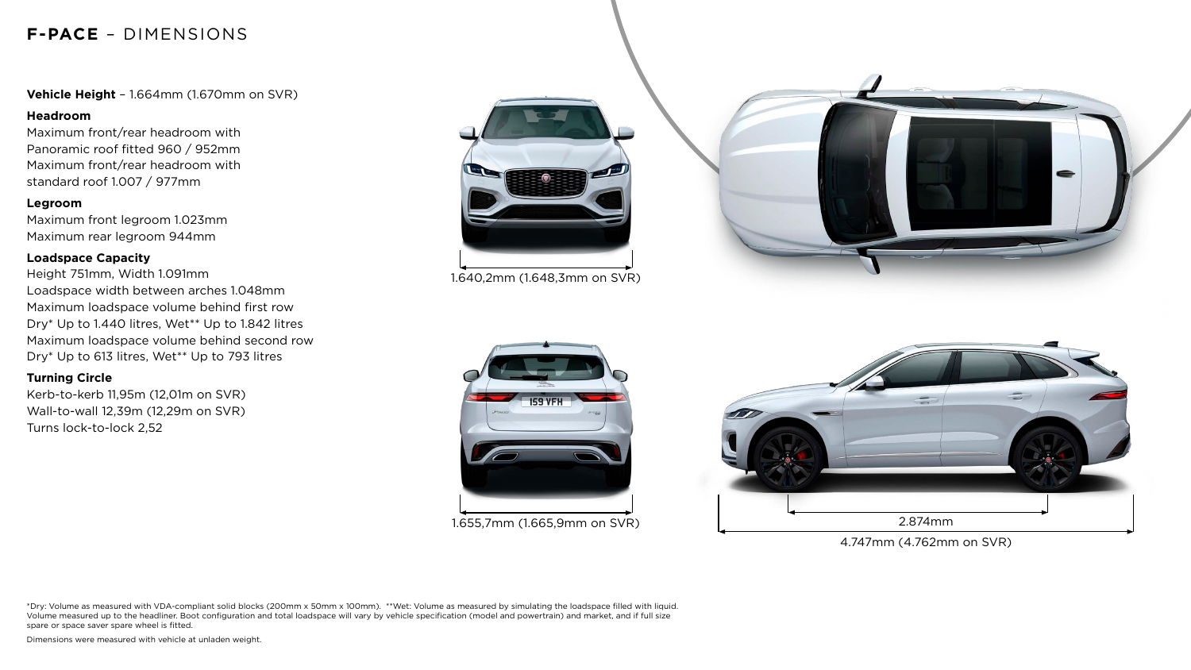# **F-PACE** – DIMENSIONS

**Vehicle Height** – 1.664mm (1.670mm on SVR)

**Headroom**
Maximum front/rear headroom with Panoramic roof fitted 960 / 952mm
Maximum front/rear headroom with standard roof 1.007 / 977mm

**Legroom**
Maximum front legroom 1.023mm
Maximum rear legroom 944mm

**Loadspace Capacity**
Height 751mm, Width 1.091mm
Loadspace width between arches 1.048mm
Maximum loadspace volume behind first row
Dry* Up to 1.440 litres, Wet** Up to 1.842 litres
Maximum loadspace volume behind second row
Dry* Up to 613 litres, Wet** Up to 793 litres

**Turning Circle**
Kerb-to-kerb 11,95m (12,01m on SVR)
Wall-to-wall 12,39m (12,29m on SVR)
Turns lock-to-lock 2,52

1.640,2mm (1.648,3mm on SVR)

1.655,7mm (1.665,9mm on SVR)

2.874mm

4.747mm (4.762mm on SVR)

*Dry: Volume as measured with VDA-compliant solid blocks (200mm x 50mm x 100mm). **Wet: Volume as measured by simulating the loadspace filled with liquid. Volume measured up to the headliner. Boot configuration and total loadspace will vary by vehicle specification (model and powertrain) and market, and if full size spare or space saver spare wheel is fitted.

Dimensions were measured with vehicle at unladen weight.